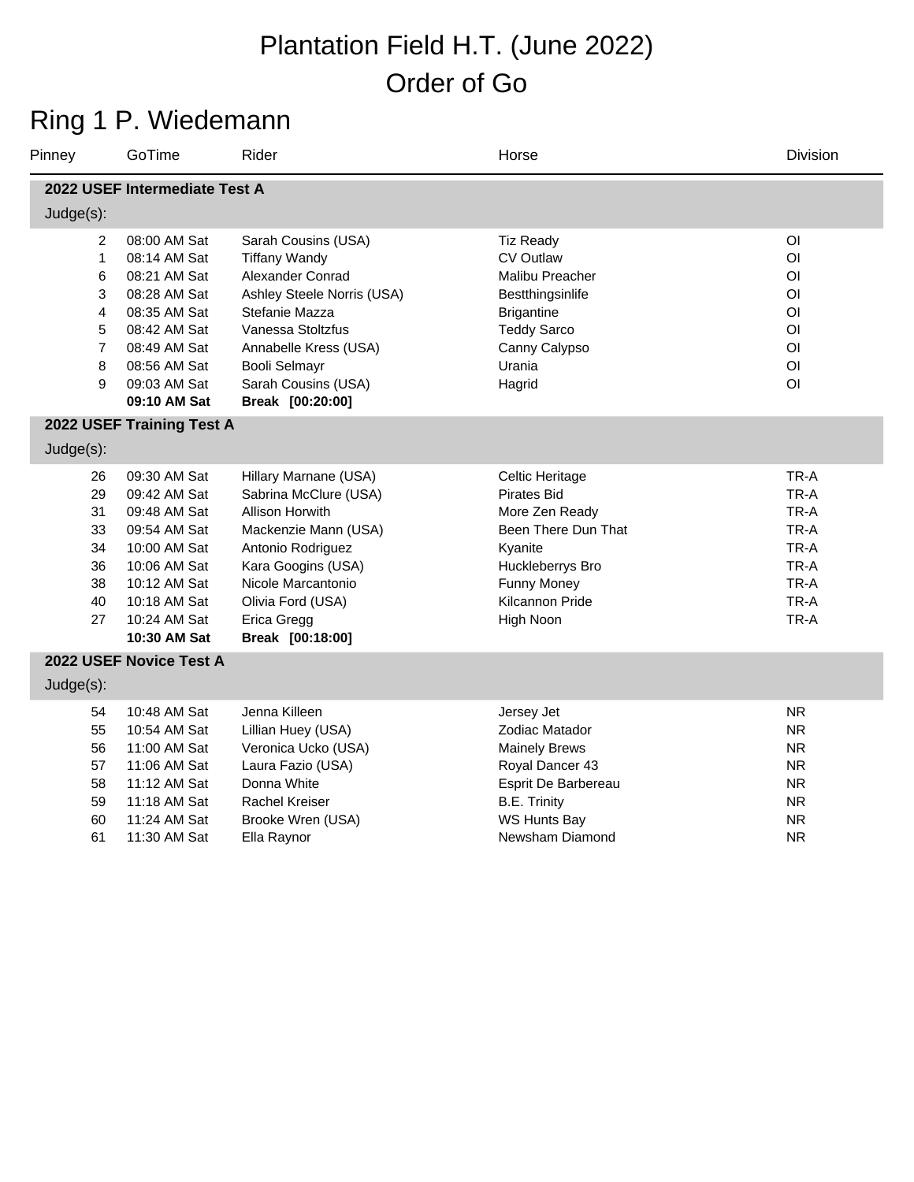# Plantation Field H.T. (June 2022)

# Order of Go

## Ring 1 P. Wiedemann

| Pinney | GoTime | Rider | Horse | Division |
|---|---|---|---|---|
| **2022 USEF Intermediate Test A** | | | | |
| Judge(s): | | | | |
| 2 | 08:00 AM Sat | Sarah Cousins (USA) | Tiz Ready | OI |
| 1 | 08:14 AM Sat | Tiffany Wandy | CV Outlaw | OI |
| 6 | 08:21 AM Sat | Alexander Conrad | Malibu Preacher | OI |
| 3 | 08:28 AM Sat | Ashley Steele Norris (USA) | Bestthingsinlife | OI |
| 4 | 08:35 AM Sat | Stefanie Mazza | Brigantine | OI |
| 5 | 08:42 AM Sat | Vanessa Stoltzfus | Teddy Sarco | OI |
| 7 | 08:49 AM Sat | Annabelle Kress (USA) | Canny Calypso | OI |
| 8 | 08:56 AM Sat | Booli Selmayr | Urania | OI |
| 9 | 09:03 AM Sat | Sarah Cousins (USA) | Hagrid | OI |
| | **09:10 AM Sat** | **Break [00:20:00]** | | |
| **2022 USEF Training Test A** | | | | |
| Judge(s): | | | | |
| 26 | 09:30 AM Sat | Hillary Marnane (USA) | Celtic Heritage | TR-A |
| 29 | 09:42 AM Sat | Sabrina McClure (USA) | Pirates Bid | TR-A |
| 31 | 09:48 AM Sat | Allison Horwith | More Zen Ready | TR-A |
| 33 | 09:54 AM Sat | Mackenzie Mann (USA) | Been There Dun That | TR-A |
| 34 | 10:00 AM Sat | Antonio Rodriguez | Kyanite | TR-A |
| 36 | 10:06 AM Sat | Kara Googins (USA) | Huckleberrys Bro | TR-A |
| 38 | 10:12 AM Sat | Nicole Marcantonio | Funny Money | TR-A |
| 40 | 10:18 AM Sat | Olivia Ford (USA) | Kilcannon Pride | TR-A |
| 27 | 10:24 AM Sat | Erica Gregg | High Noon | TR-A |
| | **10:30 AM Sat** | **Break [00:18:00]** | | |
| **2022 USEF Novice Test A** | | | | |
| Judge(s): | | | | |
| 54 | 10:48 AM Sat | Jenna Killeen | Jersey Jet | NR |
| 55 | 10:54 AM Sat | Lillian Huey (USA) | Zodiac Matador | NR |
| 56 | 11:00 AM Sat | Veronica Ucko (USA) | Mainely Brews | NR |
| 57 | 11:06 AM Sat | Laura Fazio (USA) | Royal Dancer 43 | NR |
| 58 | 11:12 AM Sat | Donna White | Esprit De Barbereau | NR |
| 59 | 11:18 AM Sat | Rachel Kreiser | B.E. Trinity | NR |
| 60 | 11:24 AM Sat | Brooke Wren (USA) | WS Hunts Bay | NR |
| 61 | 11:30 AM Sat | Ella Raynor | Newsham Diamond | NR |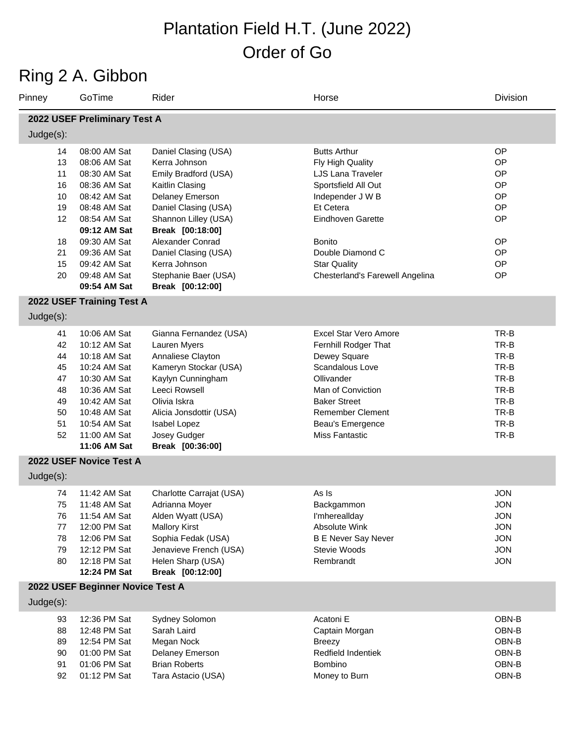# Plantation Field H.T. (June 2022)

# Order of Go

## Ring 2 A. Gibbon

| Pinney | GoTime | Rider | Horse | Division |
|---|---|---|---|---|
| **2022 USEF Preliminary Test A** | | | | |
| Judge(s): | | | | |
| 14 | 08:00 AM Sat | Daniel Clasing (USA) | Butts Arthur | OP |
| 13 | 08:06 AM Sat | Kerra Johnson | Fly High Quality | OP |
| 11 | 08:30 AM Sat | Emily Bradford (USA) | LJS Lana Traveler | OP |
| 16 | 08:36 AM Sat | Kaitlin Clasing | Sportsfield All Out | OP |
| 10 | 08:42 AM Sat | Delaney Emerson | Independer J W B | OP |
| 19 | 08:48 AM Sat | Daniel Clasing (USA) | Et Cetera | OP |
| 12 | 08:54 AM Sat | Shannon Lilley (USA) | Eindhoven Garette | OP |
| | **09:12 AM Sat** | **Break [00:18:00]** | | |
| 18 | 09:30 AM Sat | Alexander Conrad | Bonito | OP |
| 21 | 09:36 AM Sat | Daniel Clasing (USA) | Double Diamond C | OP |
| 15 | 09:42 AM Sat | Kerra Johnson | Star Quality | OP |
| 20 | 09:48 AM Sat | Stephanie Baer (USA) | Chesterland's Farewell Angelina | OP |
| | **09:54 AM Sat** | **Break [00:12:00]** | | |
| **2022 USEF Training Test A** | | | | |
| Judge(s): | | | | |
| 41 | 10:06 AM Sat | Gianna Fernandez (USA) | Excel Star Vero Amore | TR-B |
| 42 | 10:12 AM Sat | Lauren Myers | Fernhill Rodger That | TR-B |
| 44 | 10:18 AM Sat | Annaliese Clayton | Dewey Square | TR-B |
| 45 | 10:24 AM Sat | Kameryn Stockar (USA) | Scandalous Love | TR-B |
| 47 | 10:30 AM Sat | Kaylyn Cunningham | Ollivander | TR-B |
| 48 | 10:36 AM Sat | Leeci Rowsell | Man of Conviction | TR-B |
| 49 | 10:42 AM Sat | Olivia Iskra | Baker Street | TR-B |
| 50 | 10:48 AM Sat | Alicia Jonsdottir (USA) | Remember Clement | TR-B |
| 51 | 10:54 AM Sat | Isabel Lopez | Beau's Emergence | TR-B |
| 52 | 11:00 AM Sat | Josey Gudger | Miss Fantastic | TR-B |
| | **11:06 AM Sat** | **Break [00:36:00]** | | |
| **2022 USEF Novice Test A** | | | | |
| Judge(s): | | | | |
| 74 | 11:42 AM Sat | Charlotte Carrajat (USA) | As Is | JON |
| 75 | 11:48 AM Sat | Adrianna Moyer | Backgammon | JON |
| 76 | 11:54 AM Sat | Alden Wyatt (USA) | I'mhereallday | JON |
| 77 | 12:00 PM Sat | Mallory Kirst | Absolute Wink | JON |
| 78 | 12:06 PM Sat | Sophia Fedak (USA) | B E Never Say Never | JON |
| 79 | 12:12 PM Sat | Jenavieve French (USA) | Stevie Woods | JON |
| 80 | 12:18 PM Sat | Helen Sharp (USA) | Rembrandt | JON |
| | **12:24 PM Sat** | **Break [00:12:00]** | | |
| **2022 USEF Beginner Novice Test A** | | | | |
| Judge(s): | | | | |
| 93 | 12:36 PM Sat | Sydney Solomon | Acatoni E | OBN-B |
| 88 | 12:48 PM Sat | Sarah Laird | Captain Morgan | OBN-B |
| 89 | 12:54 PM Sat | Megan Nock | Breezy | OBN-B |
| 90 | 01:00 PM Sat | Delaney Emerson | Redfield Indentiek | OBN-B |
| 91 | 01:06 PM Sat | Brian Roberts | Bombino | OBN-B |
| 92 | 01:12 PM Sat | Tara Astacio (USA) | Money to Burn | OBN-B |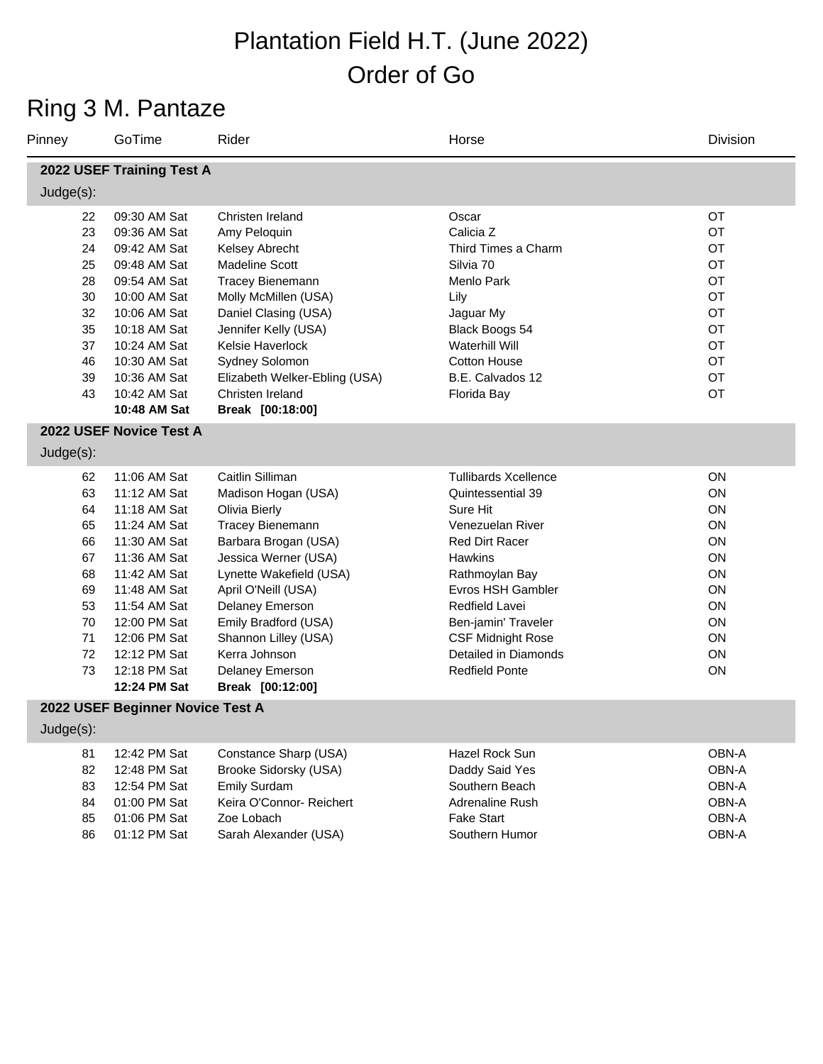# Plantation Field H.T. (June 2022)

# Order of Go

## Ring 3 M. Pantaze

| Pinney | GoTime | Rider | Horse | Division |
|---|---|---|---|---|
| **2022 USEF Training Test A** | | | | |
| Judge(s): | | | | |
| 22 | 09:30 AM Sat | Christen Ireland | Oscar | OT |
| 23 | 09:36 AM Sat | Amy Peloquin | Calicia Z | OT |
| 24 | 09:42 AM Sat | Kelsey Abrecht | Third Times a Charm | OT |
| 25 | 09:48 AM Sat | Madeline Scott | Silvia 70 | OT |
| 28 | 09:54 AM Sat | Tracey Bienemann | Menlo Park | OT |
| 30 | 10:00 AM Sat | Molly McMillen (USA) | Lily | OT |
| 32 | 10:06 AM Sat | Daniel Clasing (USA) | Jaguar My | OT |
| 35 | 10:18 AM Sat | Jennifer Kelly (USA) | Black Boogs 54 | OT |
| 37 | 10:24 AM Sat | Kelsie Haverlock | Waterhill Will | OT |
| 46 | 10:30 AM Sat | Sydney Solomon | Cotton House | OT |
| 39 | 10:36 AM Sat | Elizabeth Welker-Ebling (USA) | B.E. Calvados 12 | OT |
| 43 | 10:42 AM Sat | Christen Ireland | Florida Bay | OT |
| | **10:48 AM Sat** | **Break [00:18:00]** | | |
| **2022 USEF Novice Test A** | | | | |
| Judge(s): | | | | |
| 62 | 11:06 AM Sat | Caitlin Silliman | Tullibards Xcellence | ON |
| 63 | 11:12 AM Sat | Madison Hogan (USA) | Quintessential 39 | ON |
| 64 | 11:18 AM Sat | Olivia Bierly | Sure Hit | ON |
| 65 | 11:24 AM Sat | Tracey Bienemann | Venezuelan River | ON |
| 66 | 11:30 AM Sat | Barbara Brogan (USA) | Red Dirt Racer | ON |
| 67 | 11:36 AM Sat | Jessica Werner (USA) | Hawkins | ON |
| 68 | 11:42 AM Sat | Lynette Wakefield (USA) | Rathmoylan Bay | ON |
| 69 | 11:48 AM Sat | April O'Neill (USA) | Evros HSH Gambler | ON |
| 53 | 11:54 AM Sat | Delaney Emerson | Redfield Lavei | ON |
| 70 | 12:00 PM Sat | Emily Bradford (USA) | Ben-jamin' Traveler | ON |
| 71 | 12:06 PM Sat | Shannon Lilley (USA) | CSF Midnight Rose | ON |
| 72 | 12:12 PM Sat | Kerra Johnson | Detailed in Diamonds | ON |
| 73 | 12:18 PM Sat | Delaney Emerson | Redfield Ponte | ON |
| | **12:24 PM Sat** | **Break [00:12:00]** | | |
| **2022 USEF Beginner Novice Test A** | | | | |
| Judge(s): | | | | |
| 81 | 12:42 PM Sat | Constance Sharp (USA) | Hazel Rock Sun | OBN-A |
| 82 | 12:48 PM Sat | Brooke Sidorsky (USA) | Daddy Said Yes | OBN-A |
| 83 | 12:54 PM Sat | Emily Surdam | Southern Beach | OBN-A |
| 84 | 01:00 PM Sat | Keira O'Connor- Reichert | Adrenaline Rush | OBN-A |
| 85 | 01:06 PM Sat | Zoe Lobach | Fake Start | OBN-A |
| 86 | 01:12 PM Sat | Sarah Alexander (USA) | Southern Humor | OBN-A |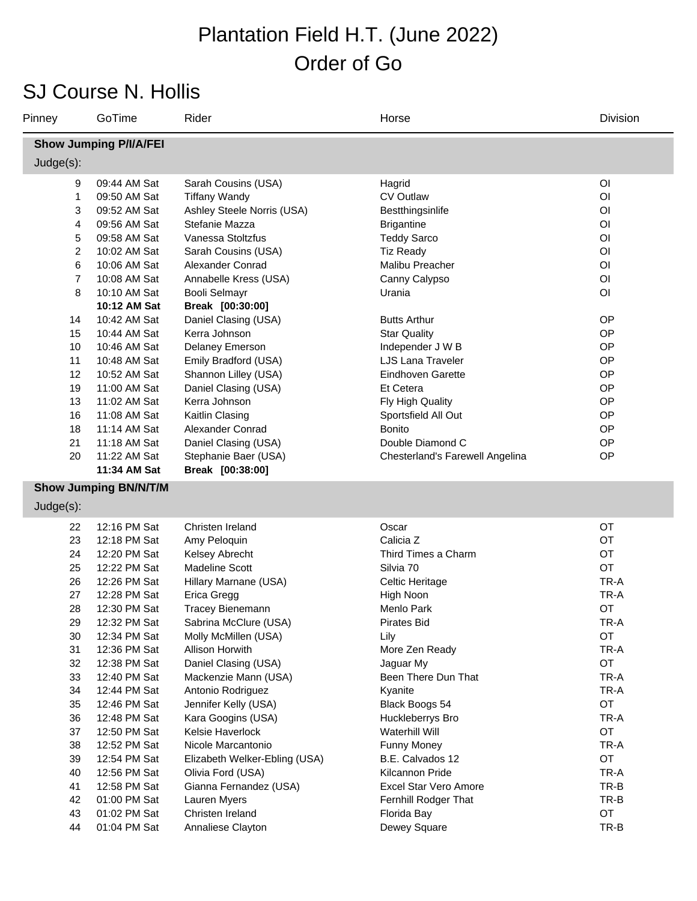# Plantation Field H.T. (June 2022)

# Order of Go

## SJ Course N. Hollis

| Pinney | GoTime | Rider | Horse | Division |
|---|---|---|---|---|
| **Show Jumping P/I/A/FEI** | | | | |
| Judge(s): | | | | |
| 9 | 09:44 AM Sat | Sarah Cousins (USA) | Hagrid | OI |
| 1 | 09:50 AM Sat | Tiffany Wandy | CV Outlaw | OI |
| 3 | 09:52 AM Sat | Ashley Steele Norris (USA) | Bestthingsinlife | OI |
| 4 | 09:56 AM Sat | Stefanie Mazza | Brigantine | OI |
| 5 | 09:58 AM Sat | Vanessa Stoltzfus | Teddy Sarco | OI |
| 2 | 10:02 AM Sat | Sarah Cousins (USA) | Tiz Ready | OI |
| 6 | 10:06 AM Sat | Alexander Conrad | Malibu Preacher | OI |
| 7 | 10:08 AM Sat | Annabelle Kress (USA) | Canny Calypso | OI |
| 8 | 10:10 AM Sat | Booli Selmayr | Urania | OI |
| | **10:12 AM Sat** | **Break [00:30:00]** | | |
| 14 | 10:42 AM Sat | Daniel Clasing (USA) | Butts Arthur | OP |
| 15 | 10:44 AM Sat | Kerra Johnson | Star Quality | OP |
| 10 | 10:46 AM Sat | Delaney Emerson | Independer J W B | OP |
| 11 | 10:48 AM Sat | Emily Bradford (USA) | LJS Lana Traveler | OP |
| 12 | 10:52 AM Sat | Shannon Lilley (USA) | Eindhoven Garette | OP |
| 19 | 11:00 AM Sat | Daniel Clasing (USA) | Et Cetera | OP |
| 13 | 11:02 AM Sat | Kerra Johnson | Fly High Quality | OP |
| 16 | 11:08 AM Sat | Kaitlin Clasing | Sportsfield All Out | OP |
| 18 | 11:14 AM Sat | Alexander Conrad | Bonito | OP |
| 21 | 11:18 AM Sat | Daniel Clasing (USA) | Double Diamond C | OP |
| 20 | 11:22 AM Sat | Stephanie Baer (USA) | Chesterland's Farewell Angelina | OP |
| | **11:34 AM Sat** | **Break [00:38:00]** | | |
| **Show Jumping BN/N/T/M** | | | | |
| Judge(s): | | | | |
| 22 | 12:16 PM Sat | Christen Ireland | Oscar | OT |
| 23 | 12:18 PM Sat | Amy Peloquin | Calicia Z | OT |
| 24 | 12:20 PM Sat | Kelsey Abrecht | Third Times a Charm | OT |
| 25 | 12:22 PM Sat | Madeline Scott | Silvia 70 | OT |
| 26 | 12:26 PM Sat | Hillary Marnane (USA) | Celtic Heritage | TR-A |
| 27 | 12:28 PM Sat | Erica Gregg | High Noon | TR-A |
| 28 | 12:30 PM Sat | Tracey Bienemann | Menlo Park | OT |
| 29 | 12:32 PM Sat | Sabrina McClure (USA) | Pirates Bid | TR-A |
| 30 | 12:34 PM Sat | Molly McMillen (USA) | Lily | OT |
| 31 | 12:36 PM Sat | Allison Horwith | More Zen Ready | TR-A |
| 32 | 12:38 PM Sat | Daniel Clasing (USA) | Jaguar My | OT |
| 33 | 12:40 PM Sat | Mackenzie Mann (USA) | Been There Dun That | TR-A |
| 34 | 12:44 PM Sat | Antonio Rodriguez | Kyanite | TR-A |
| 35 | 12:46 PM Sat | Jennifer Kelly (USA) | Black Boogs 54 | OT |
| 36 | 12:48 PM Sat | Kara Googins (USA) | Huckleberrys Bro | TR-A |
| 37 | 12:50 PM Sat | Kelsie Haverlock | Waterhill Will | OT |
| 38 | 12:52 PM Sat | Nicole Marcantonio | Funny Money | TR-A |
| 39 | 12:54 PM Sat | Elizabeth Welker-Ebling (USA) | B.E. Calvados 12 | OT |
| 40 | 12:56 PM Sat | Olivia Ford (USA) | Kilcannon Pride | TR-A |
| 41 | 12:58 PM Sat | Gianna Fernandez (USA) | Excel Star Vero Amore | TR-B |
| 42 | 01:00 PM Sat | Lauren Myers | Fernhill Rodger That | TR-B |
| 43 | 01:02 PM Sat | Christen Ireland | Florida Bay | OT |
| 44 | 01:04 PM Sat | Annaliese Clayton | Dewey Square | TR-B |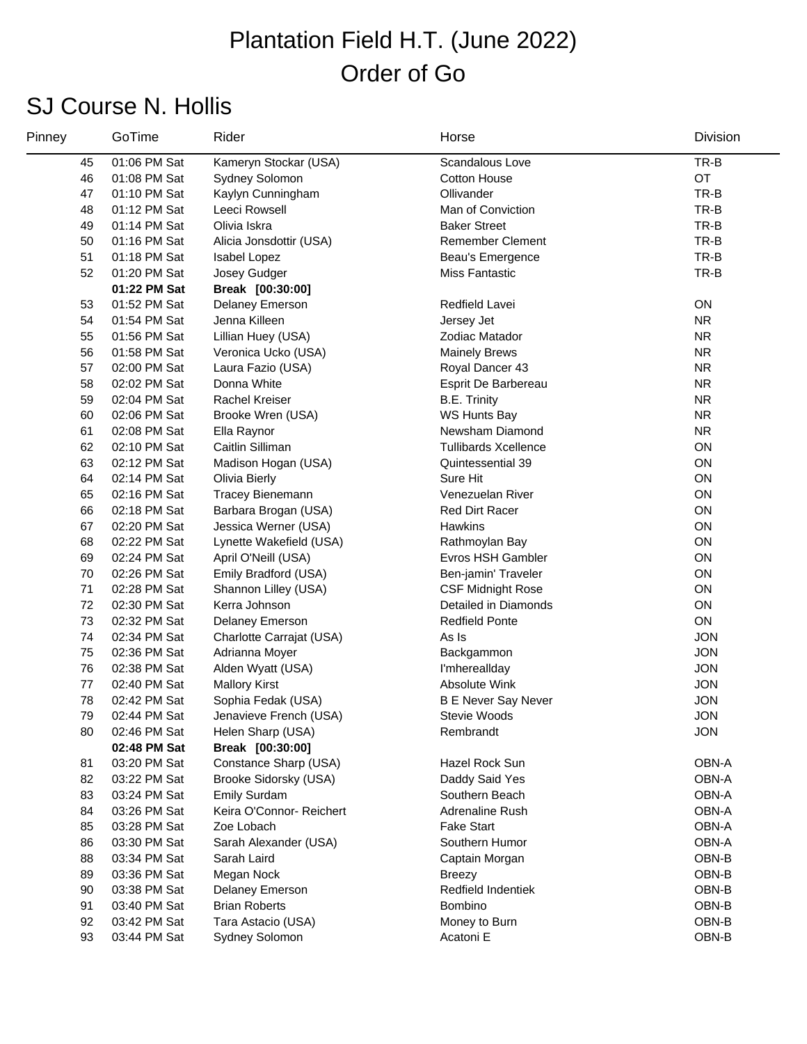# Plantation Field H.T. (June 2022)

# Order of Go

## SJ Course N. Hollis

| Pinney | GoTime | Rider | Horse | Division |
|---|---|---|---|---|
| 45 | 01:06 PM Sat | Kameryn Stockar (USA) | Scandalous Love | TR-B |
| 46 | 01:08 PM Sat | Sydney Solomon | Cotton House | OT |
| 47 | 01:10 PM Sat | Kaylyn Cunningham | Ollivander | TR-B |
| 48 | 01:12 PM Sat | Leeci Rowsell | Man of Conviction | TR-B |
| 49 | 01:14 PM Sat | Olivia Iskra | Baker Street | TR-B |
| 50 | 01:16 PM Sat | Alicia Jonsdottir (USA) | Remember Clement | TR-B |
| 51 | 01:18 PM Sat | Isabel Lopez | Beau's Emergence | TR-B |
| 52 | 01:20 PM Sat | Josey Gudger | Miss Fantastic | TR-B |
| | **01:22 PM Sat** | **Break [00:30:00]** | | |
| 53 | 01:52 PM Sat | Delaney Emerson | Redfield Lavei | ON |
| 54 | 01:54 PM Sat | Jenna Killeen | Jersey Jet | NR |
| 55 | 01:56 PM Sat | Lillian Huey (USA) | Zodiac Matador | NR |
| 56 | 01:58 PM Sat | Veronica Ucko (USA) | Mainely Brews | NR |
| 57 | 02:00 PM Sat | Laura Fazio (USA) | Royal Dancer 43 | NR |
| 58 | 02:02 PM Sat | Donna White | Esprit De Barbereau | NR |
| 59 | 02:04 PM Sat | Rachel Kreiser | B.E. Trinity | NR |
| 60 | 02:06 PM Sat | Brooke Wren (USA) | WS Hunts Bay | NR |
| 61 | 02:08 PM Sat | Ella Raynor | Newsham Diamond | NR |
| 62 | 02:10 PM Sat | Caitlin Silliman | Tullibards Xcellence | ON |
| 63 | 02:12 PM Sat | Madison Hogan (USA) | Quintessential 39 | ON |
| 64 | 02:14 PM Sat | Olivia Bierly | Sure Hit | ON |
| 65 | 02:16 PM Sat | Tracey Bienemann | Venezuelan River | ON |
| 66 | 02:18 PM Sat | Barbara Brogan (USA) | Red Dirt Racer | ON |
| 67 | 02:20 PM Sat | Jessica Werner (USA) | Hawkins | ON |
| 68 | 02:22 PM Sat | Lynette Wakefield (USA) | Rathmoylan Bay | ON |
| 69 | 02:24 PM Sat | April O'Neill (USA) | Evros HSH Gambler | ON |
| 70 | 02:26 PM Sat | Emily Bradford (USA) | Ben-jamin' Traveler | ON |
| 71 | 02:28 PM Sat | Shannon Lilley (USA) | CSF Midnight Rose | ON |
| 72 | 02:30 PM Sat | Kerra Johnson | Detailed in Diamonds | ON |
| 73 | 02:32 PM Sat | Delaney Emerson | Redfield Ponte | ON |
| 74 | 02:34 PM Sat | Charlotte Carrajat (USA) | As Is | JON |
| 75 | 02:36 PM Sat | Adrianna Moyer | Backgammon | JON |
| 76 | 02:38 PM Sat | Alden Wyatt (USA) | I'mhereallday | JON |
| 77 | 02:40 PM Sat | Mallory Kirst | Absolute Wink | JON |
| 78 | 02:42 PM Sat | Sophia Fedak (USA) | B E Never Say Never | JON |
| 79 | 02:44 PM Sat | Jenavieve French (USA) | Stevie Woods | JON |
| 80 | 02:46 PM Sat | Helen Sharp (USA) | Rembrandt | JON |
| | **02:48 PM Sat** | **Break [00:30:00]** | | |
| 81 | 03:20 PM Sat | Constance Sharp (USA) | Hazel Rock Sun | OBN-A |
| 82 | 03:22 PM Sat | Brooke Sidorsky (USA) | Daddy Said Yes | OBN-A |
| 83 | 03:24 PM Sat | Emily Surdam | Southern Beach | OBN-A |
| 84 | 03:26 PM Sat | Keira O'Connor- Reichert | Adrenaline Rush | OBN-A |
| 85 | 03:28 PM Sat | Zoe Lobach | Fake Start | OBN-A |
| 86 | 03:30 PM Sat | Sarah Alexander (USA) | Southern Humor | OBN-A |
| 88 | 03:34 PM Sat | Sarah Laird | Captain Morgan | OBN-B |
| 89 | 03:36 PM Sat | Megan Nock | Breezy | OBN-B |
| 90 | 03:38 PM Sat | Delaney Emerson | Redfield Indentiek | OBN-B |
| 91 | 03:40 PM Sat | Brian Roberts | Bombino | OBN-B |
| 92 | 03:42 PM Sat | Tara Astacio (USA) | Money to Burn | OBN-B |
| 93 | 03:44 PM Sat | Sydney Solomon | Acatoni E | OBN-B |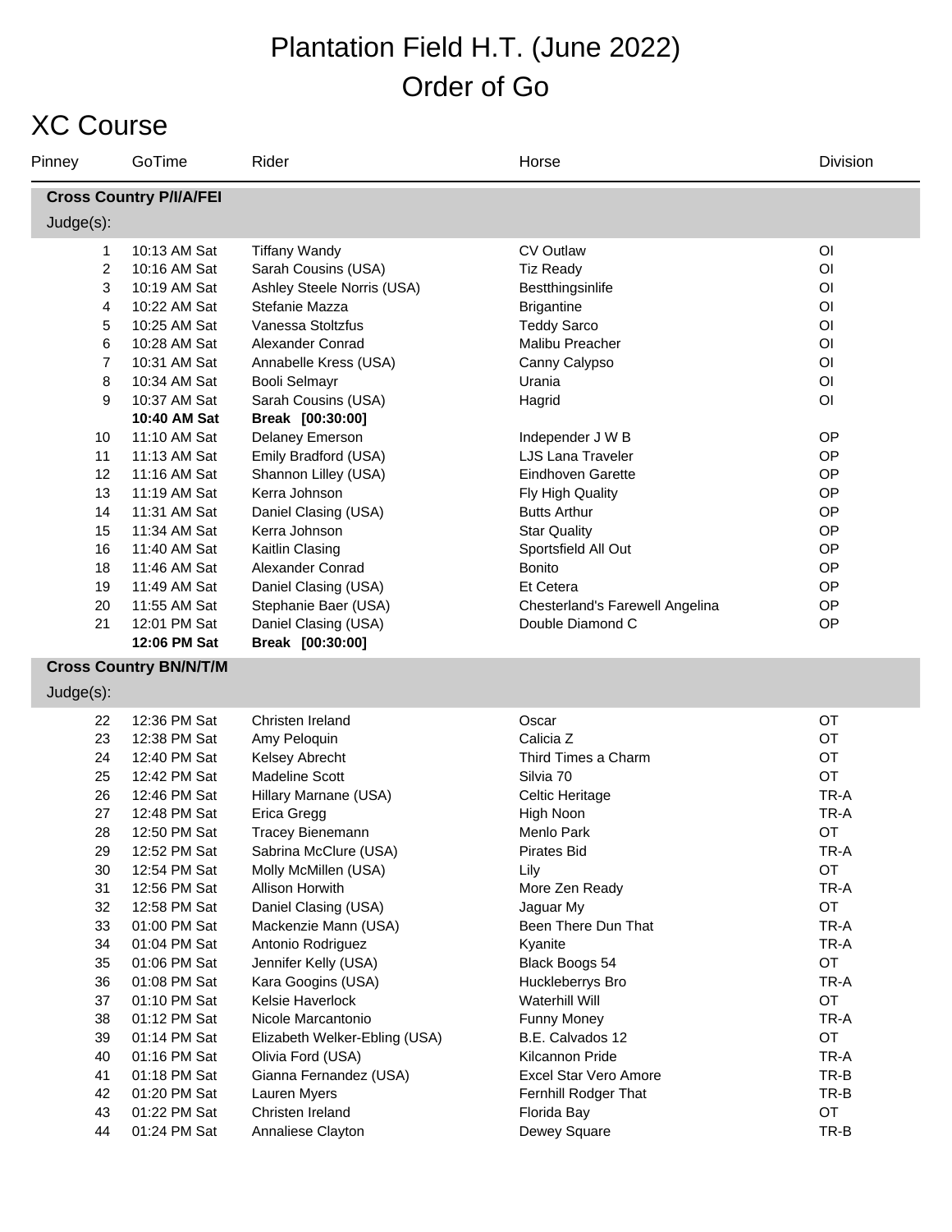# Plantation Field H.T. (June 2022)

# Order of Go

## XC Course

| Pinney | GoTime | Rider | Horse | Division |
|---|---|---|---|---|
| **Cross Country P/I/A/FEI** | | | | |
| Judge(s): | | | | |
| 1 | 10:13 AM Sat | Tiffany Wandy | CV Outlaw | OI |
| 2 | 10:16 AM Sat | Sarah Cousins (USA) | Tiz Ready | OI |
| 3 | 10:19 AM Sat | Ashley Steele Norris (USA) | Bestthingsinlife | OI |
| 4 | 10:22 AM Sat | Stefanie Mazza | Brigantine | OI |
| 5 | 10:25 AM Sat | Vanessa Stoltzfus | Teddy Sarco | OI |
| 6 | 10:28 AM Sat | Alexander Conrad | Malibu Preacher | OI |
| 7 | 10:31 AM Sat | Annabelle Kress (USA) | Canny Calypso | OI |
| 8 | 10:34 AM Sat | Booli Selmayr | Urania | OI |
| 9 | 10:37 AM Sat | Sarah Cousins (USA) | Hagrid | OI |
| | **10:40 AM Sat** | **Break [00:30:00]** | | |
| 10 | 11:10 AM Sat | Delaney Emerson | Independer J W B | OP |
| 11 | 11:13 AM Sat | Emily Bradford (USA) | LJS Lana Traveler | OP |
| 12 | 11:16 AM Sat | Shannon Lilley (USA) | Eindhoven Garette | OP |
| 13 | 11:19 AM Sat | Kerra Johnson | Fly High Quality | OP |
| 14 | 11:31 AM Sat | Daniel Clasing (USA) | Butts Arthur | OP |
| 15 | 11:34 AM Sat | Kerra Johnson | Star Quality | OP |
| 16 | 11:40 AM Sat | Kaitlin Clasing | Sportsfield All Out | OP |
| 18 | 11:46 AM Sat | Alexander Conrad | Bonito | OP |
| 19 | 11:49 AM Sat | Daniel Clasing (USA) | Et Cetera | OP |
| 20 | 11:55 AM Sat | Stephanie Baer (USA) | Chesterland's Farewell Angelina | OP |
| 21 | 12:01 PM Sat | Daniel Clasing (USA) | Double Diamond C | OP |
| | **12:06 PM Sat** | **Break [00:30:00]** | | |
| **Cross Country BN/N/T/M** | | | | |
| Judge(s): | | | | |
| 22 | 12:36 PM Sat | Christen Ireland | Oscar | OT |
| 23 | 12:38 PM Sat | Amy Peloquin | Calicia Z | OT |
| 24 | 12:40 PM Sat | Kelsey Abrecht | Third Times a Charm | OT |
| 25 | 12:42 PM Sat | Madeline Scott | Silvia 70 | OT |
| 26 | 12:46 PM Sat | Hillary Marnane (USA) | Celtic Heritage | TR-A |
| 27 | 12:48 PM Sat | Erica Gregg | High Noon | TR-A |
| 28 | 12:50 PM Sat | Tracey Bienemann | Menlo Park | OT |
| 29 | 12:52 PM Sat | Sabrina McClure (USA) | Pirates Bid | TR-A |
| 30 | 12:54 PM Sat | Molly McMillen (USA) | Lily | OT |
| 31 | 12:56 PM Sat | Allison Horwith | More Zen Ready | TR-A |
| 32 | 12:58 PM Sat | Daniel Clasing (USA) | Jaguar My | OT |
| 33 | 01:00 PM Sat | Mackenzie Mann (USA) | Been There Dun That | TR-A |
| 34 | 01:04 PM Sat | Antonio Rodriguez | Kyanite | TR-A |
| 35 | 01:06 PM Sat | Jennifer Kelly (USA) | Black Boogs 54 | OT |
| 36 | 01:08 PM Sat | Kara Googins (USA) | Huckleberrys Bro | TR-A |
| 37 | 01:10 PM Sat | Kelsie Haverlock | Waterhill Will | OT |
| 38 | 01:12 PM Sat | Nicole Marcantonio | Funny Money | TR-A |
| 39 | 01:14 PM Sat | Elizabeth Welker-Ebling (USA) | B.E. Calvados 12 | OT |
| 40 | 01:16 PM Sat | Olivia Ford (USA) | Kilcannon Pride | TR-A |
| 41 | 01:18 PM Sat | Gianna Fernandez (USA) | Excel Star Vero Amore | TR-B |
| 42 | 01:20 PM Sat | Lauren Myers | Fernhill Rodger That | TR-B |
| 43 | 01:22 PM Sat | Christen Ireland | Florida Bay | OT |
| 44 | 01:24 PM Sat | Annaliese Clayton | Dewey Square | TR-B |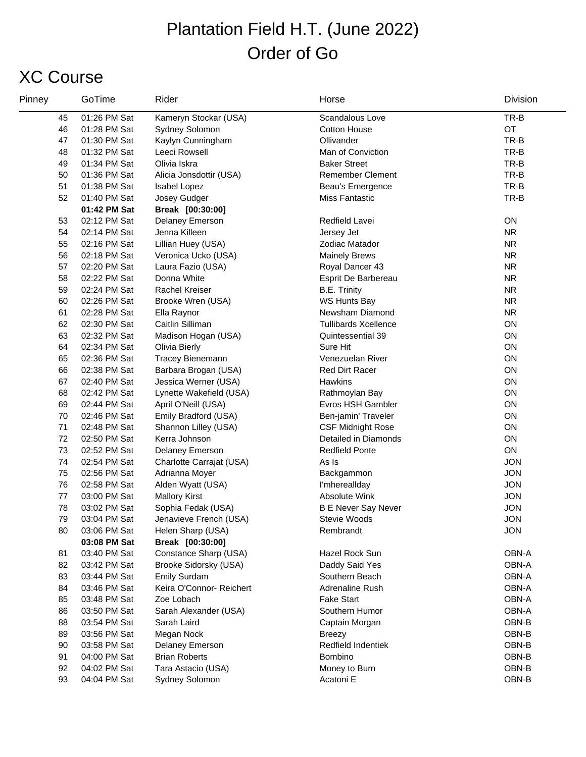# Plantation Field H.T. (June 2022)

# Order of Go

## XC Course

| Pinney | GoTime | Rider | Horse | Division |
|---|---|---|---|---|
| 45 | 01:26 PM Sat | Kameryn Stockar (USA) | Scandalous Love | TR-B |
| 46 | 01:28 PM Sat | Sydney Solomon | Cotton House | OT |
| 47 | 01:30 PM Sat | Kaylyn Cunningham | Ollivander | TR-B |
| 48 | 01:32 PM Sat | Leeci Rowsell | Man of Conviction | TR-B |
| 49 | 01:34 PM Sat | Olivia Iskra | Baker Street | TR-B |
| 50 | 01:36 PM Sat | Alicia Jonsdottir (USA) | Remember Clement | TR-B |
| 51 | 01:38 PM Sat | Isabel Lopez | Beau's Emergence | TR-B |
| 52 | 01:40 PM Sat | Josey Gudger | Miss Fantastic | TR-B |
| | **01:42 PM Sat** | **Break [00:30:00]** | | |
| 53 | 02:12 PM Sat | Delaney Emerson | Redfield Lavei | ON |
| 54 | 02:14 PM Sat | Jenna Killeen | Jersey Jet | NR |
| 55 | 02:16 PM Sat | Lillian Huey (USA) | Zodiac Matador | NR |
| 56 | 02:18 PM Sat | Veronica Ucko (USA) | Mainely Brews | NR |
| 57 | 02:20 PM Sat | Laura Fazio (USA) | Royal Dancer 43 | NR |
| 58 | 02:22 PM Sat | Donna White | Esprit De Barbereau | NR |
| 59 | 02:24 PM Sat | Rachel Kreiser | B.E. Trinity | NR |
| 60 | 02:26 PM Sat | Brooke Wren (USA) | WS Hunts Bay | NR |
| 61 | 02:28 PM Sat | Ella Raynor | Newsham Diamond | NR |
| 62 | 02:30 PM Sat | Caitlin Silliman | Tullibards Xcellence | ON |
| 63 | 02:32 PM Sat | Madison Hogan (USA) | Quintessential 39 | ON |
| 64 | 02:34 PM Sat | Olivia Bierly | Sure Hit | ON |
| 65 | 02:36 PM Sat | Tracey Bienemann | Venezuelan River | ON |
| 66 | 02:38 PM Sat | Barbara Brogan (USA) | Red Dirt Racer | ON |
| 67 | 02:40 PM Sat | Jessica Werner (USA) | Hawkins | ON |
| 68 | 02:42 PM Sat | Lynette Wakefield (USA) | Rathmoylan Bay | ON |
| 69 | 02:44 PM Sat | April O'Neill (USA) | Evros HSH Gambler | ON |
| 70 | 02:46 PM Sat | Emily Bradford (USA) | Ben-jamin' Traveler | ON |
| 71 | 02:48 PM Sat | Shannon Lilley (USA) | CSF Midnight Rose | ON |
| 72 | 02:50 PM Sat | Kerra Johnson | Detailed in Diamonds | ON |
| 73 | 02:52 PM Sat | Delaney Emerson | Redfield Ponte | ON |
| 74 | 02:54 PM Sat | Charlotte Carrajat (USA) | As Is | JON |
| 75 | 02:56 PM Sat | Adrianna Moyer | Backgammon | JON |
| 76 | 02:58 PM Sat | Alden Wyatt (USA) | I'mhereallday | JON |
| 77 | 03:00 PM Sat | Mallory Kirst | Absolute Wink | JON |
| 78 | 03:02 PM Sat | Sophia Fedak (USA) | B E Never Say Never | JON |
| 79 | 03:04 PM Sat | Jenavieve French (USA) | Stevie Woods | JON |
| 80 | 03:06 PM Sat | Helen Sharp (USA) | Rembrandt | JON |
| | **03:08 PM Sat** | **Break [00:30:00]** | | |
| 81 | 03:40 PM Sat | Constance Sharp (USA) | Hazel Rock Sun | OBN-A |
| 82 | 03:42 PM Sat | Brooke Sidorsky (USA) | Daddy Said Yes | OBN-A |
| 83 | 03:44 PM Sat | Emily Surdam | Southern Beach | OBN-A |
| 84 | 03:46 PM Sat | Keira O'Connor- Reichert | Adrenaline Rush | OBN-A |
| 85 | 03:48 PM Sat | Zoe Lobach | Fake Start | OBN-A |
| 86 | 03:50 PM Sat | Sarah Alexander (USA) | Southern Humor | OBN-A |
| 88 | 03:54 PM Sat | Sarah Laird | Captain Morgan | OBN-B |
| 89 | 03:56 PM Sat | Megan Nock | Breezy | OBN-B |
| 90 | 03:58 PM Sat | Delaney Emerson | Redfield Indentiek | OBN-B |
| 91 | 04:00 PM Sat | Brian Roberts | Bombino | OBN-B |
| 92 | 04:02 PM Sat | Tara Astacio (USA) | Money to Burn | OBN-B |
| 93 | 04:04 PM Sat | Sydney Solomon | Acatoni E | OBN-B |